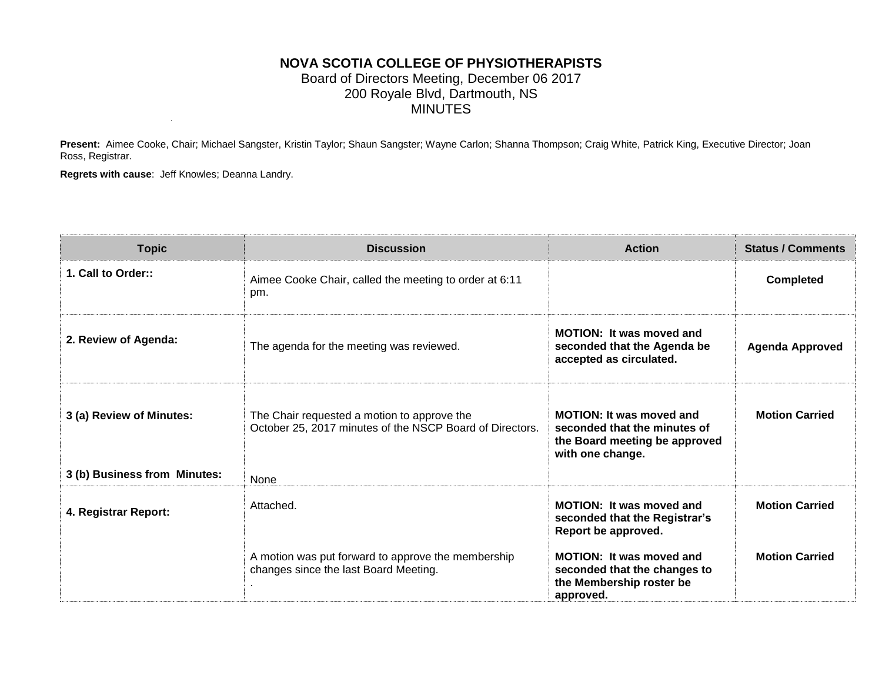# NOVA SCOTIA COLLEGE OF PHYSIOTHERAPISTS

Board of Directors Meeting, December 06 2017
200 Royale Blvd, Dartmouth, NS
MINUTES

**Present:** Aimee Cooke, Chair; Michael Sangster, Kristin Taylor; Shaun Sangster; Wayne Carlon; Shanna Thompson; Craig White, Patrick King, Executive Director; Joan Ross, Registrar.

**Regrets with cause**: Jeff Knowles; Deanna Landry.

| Topic | Discussion | Action | Status / Comments |
|---|---|---|---|
| **1. Call to Order::** | Aimee Cooke Chair, called the meeting to order at 6:11 pm. | | **Completed** |
| **2. Review of Agenda:** | The agenda for the meeting was reviewed. | **MOTION: It was moved and seconded that the Agenda be accepted as circulated.** | **Agenda Approved** |
| **3 (a) Review of Minutes:** | The Chair requested a motion to approve the October 25, 2017 minutes of the NSCP Board of Directors. | **MOTION: It was moved and seconded that the minutes of the Board meeting be approved with one change.** | **Motion Carried** |
| **3 (b) Business from Minutes:** | None | | |
| **4. Registrar Report:** | Attached. | **MOTION: It was moved and seconded that the Registrar's Report be approved.** | **Motion Carried** |
| | A motion was put forward to approve the membership changes since the last Board Meeting. . | **MOTION: It was moved and seconded that the changes to the Membership roster be approved.** | **Motion Carried** |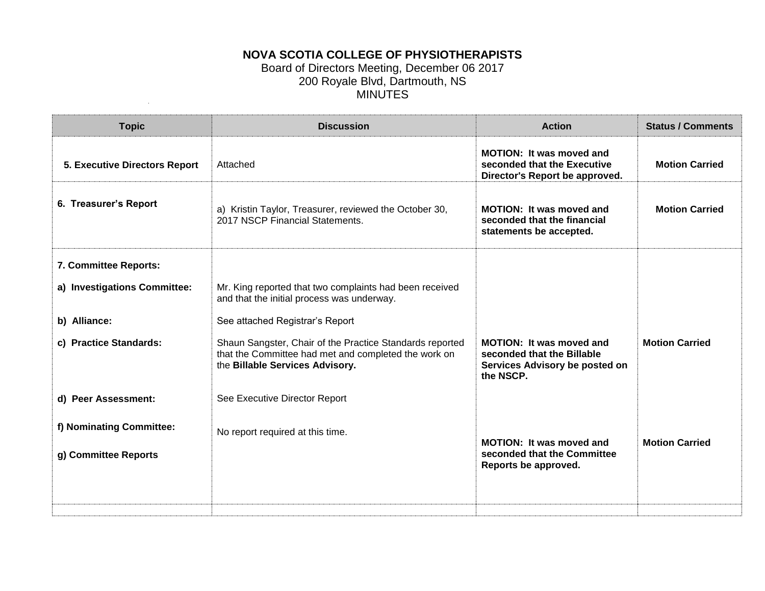**NOVA SCOTIA COLLEGE OF PHYSIOTHERAPISTS**
Board of Directors Meeting, December 06 2017
200 Royale Blvd, Dartmouth, NS
MINUTES

| Topic | Discussion | Action | Status / Comments |
|---|---|---|---|
| **5. Executive Directors Report** | Attached | **MOTION: It was moved and seconded that the Executive Director's Report be approved.** | **Motion Carried** |
| **6. Treasurer's Report** | a) Kristin Taylor, Treasurer, reviewed the October 30, 2017 NSCP Financial Statements. | **MOTION: It was moved and seconded that the financial statements be accepted.** | **Motion Carried** |
| **7. Committee Reports:** | | | |
| **a) Investigations Committee:** | Mr. King reported that two complaints had been received and that the initial process was underway. | | |
| **b) Alliance:** | See attached Registrar's Report | | |
| **c) Practice Standards:** | Shaun Sangster, Chair of the Practice Standards reported that the Committee had met and completed the work on the **Billable Services Advisory.** | **MOTION: It was moved and seconded that the Billable Services Advisory be posted on the NSCP.** | **Motion Carried** |
| **d) Peer Assessment:** | See Executive Director Report | | |
| **f) Nominating Committee:** | No report required at this time. | | |
| **g) Committee Reports** | | **MOTION: It was moved and seconded that the Committee Reports be approved.** | **Motion Carried** |
| | | | |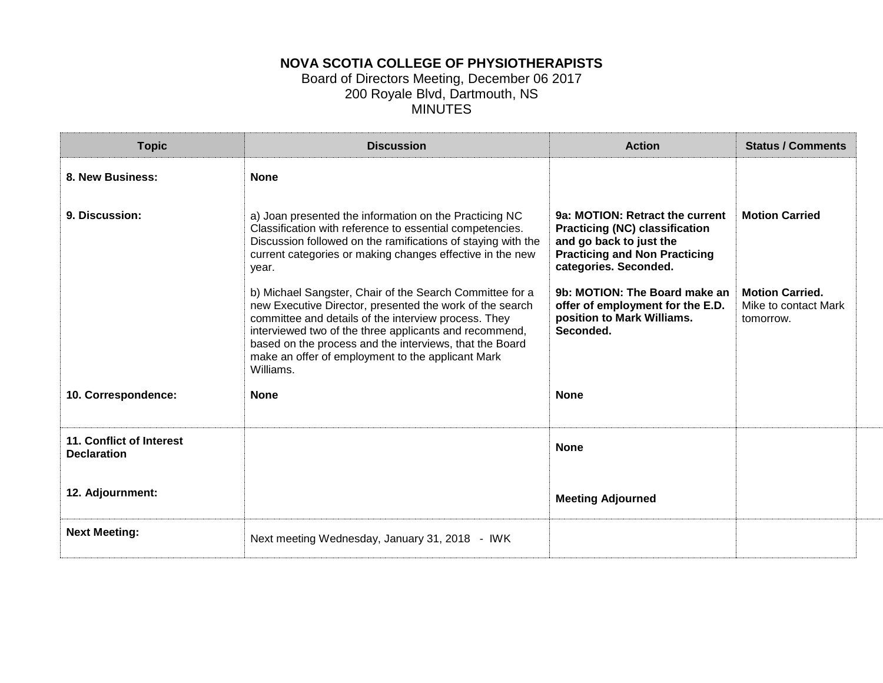**NOVA SCOTIA COLLEGE OF PHYSIOTHERAPISTS**
Board of Directors Meeting, December 06 2017
200 Royale Blvd, Dartmouth, NS
MINUTES

| Topic | Discussion | Action | Status / Comments |
|---|---|---|---|
| **8. New Business:** | **None** | | |
| **9. Discussion:** | a) Joan presented the information on the Practicing NC Classification with reference to essential competencies. Discussion followed on the ramifications of staying with the current categories or making changes effective in the new year. | **9a: MOTION: Retract the current Practicing (NC) classification and go back to just the Practicing and Non Practicing categories. Seconded.** | **Motion Carried** |
| | b) Michael Sangster, Chair of the Search Committee for a new Executive Director, presented the work of the search committee and details of the interview process. They interviewed two of the three applicants and recommend, based on the process and the interviews, that the Board make an offer of employment to the applicant Mark Williams. | **9b: MOTION: The Board make an offer of employment for the E.D. position to Mark Williams. Seconded.** | **Motion Carried.** Mike to contact Mark tomorrow. |
| **10. Correspondence:** | **None** | **None** | |
| **11. Conflict of Interest Declaration** | | **None** | |
| **12. Adjournment:** | | **Meeting Adjourned** | |
| **Next Meeting:** | Next meeting Wednesday, January 31, 2018 - IWK | | |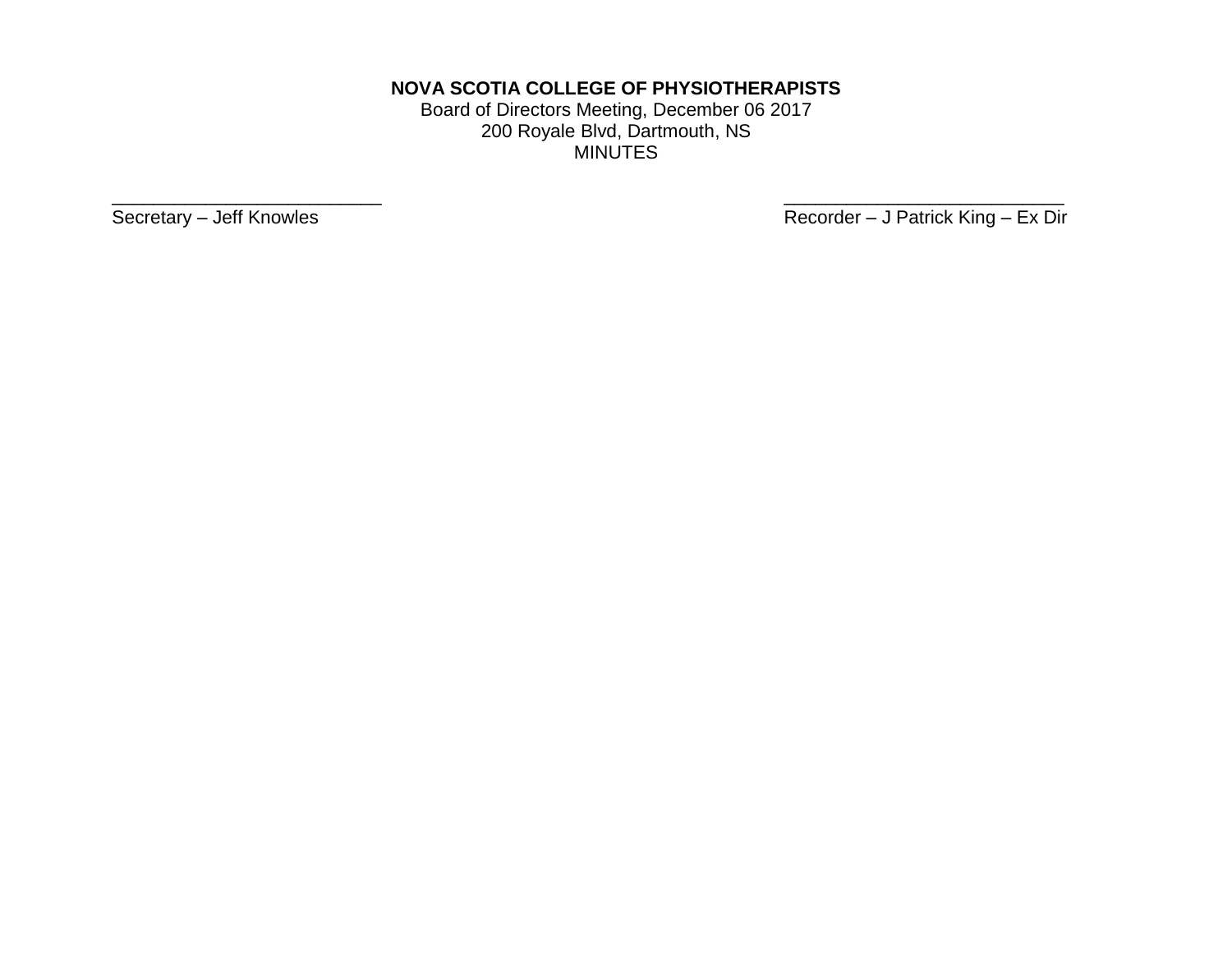___________________________ ___________________________

Secretary – Jeff Knowles Recorder – J Patrick King – Ex Dir